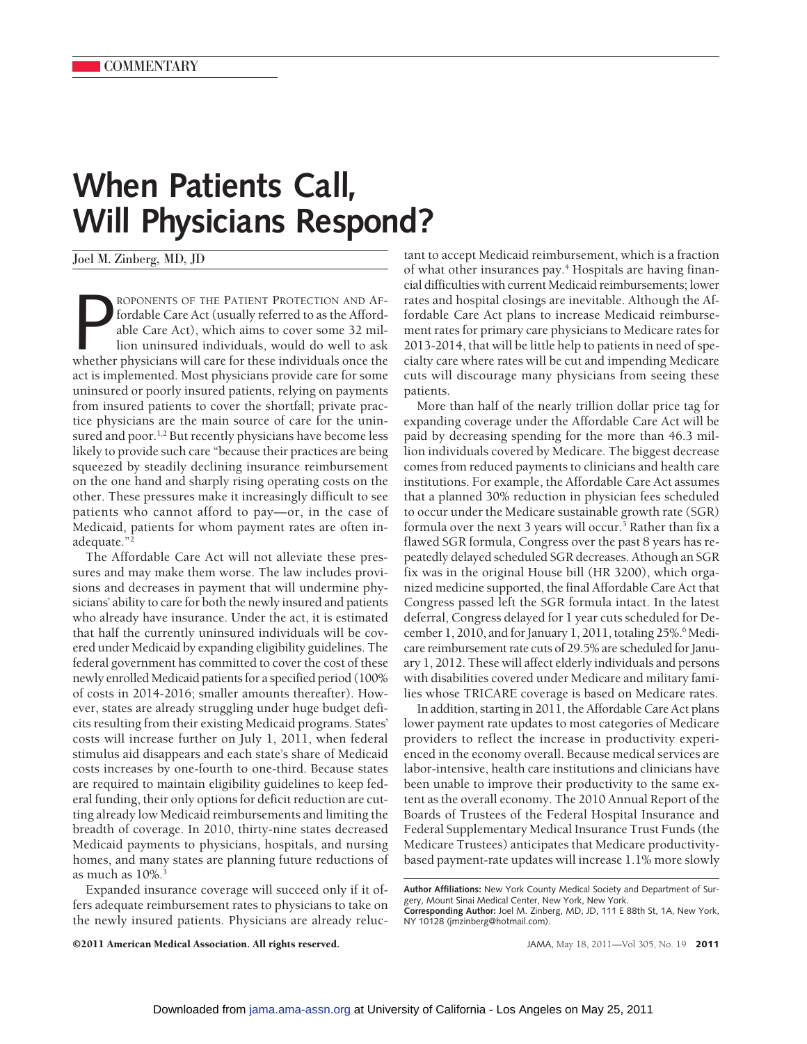COMMENTARY

# When Patients Call, Will Physicians Respond?

Joel M. Zinberg, MD, JD

PROPONENTS OF THE PATIENT PROTECTION AND AFfordable Care Act (usually referred to as the Affordable Care Act), which aims to cover some 32 million uninsured individuals, would do well to ask whether physicians will care for these individuals once the act is implemented. Most physicians provide care for some uninsured or poorly insured patients, relying on payments from insured patients to cover the shortfall; private practice physicians are the main source of care for the uninsured and poor.[1,2] But recently physicians have become less likely to provide such care "because their practices are being squeezed by steadily declining insurance reimbursement on the one hand and sharply rising operating costs on the other. These pressures make it increasingly difficult to see patients who cannot afford to pay—or, in the case of Medicaid, patients for whom payment rates are often inadequate."[2]

The Affordable Care Act will not alleviate these pressures and may make them worse. The law includes provisions and decreases in payment that will undermine physicians' ability to care for both the newly insured and patients who already have insurance. Under the act, it is estimated that half the currently uninsured individuals will be covered under Medicaid by expanding eligibility guidelines. The federal government has committed to cover the cost of these newly enrolled Medicaid patients for a specified period (100% of costs in 2014-2016; smaller amounts thereafter). However, states are already struggling under huge budget deficits resulting from their existing Medicaid programs. States' costs will increase further on July 1, 2011, when federal stimulus aid disappears and each state's share of Medicaid costs increases by one-fourth to one-third. Because states are required to maintain eligibility guidelines to keep federal funding, their only options for deficit reduction are cutting already low Medicaid reimbursements and limiting the breadth of coverage. In 2010, thirty-nine states decreased Medicaid payments to physicians, hospitals, and nursing homes, and many states are planning future reductions of as much as 10%.[3]

Expanded insurance coverage will succeed only if it offers adequate reimbursement rates to physicians to take on the newly insured patients. Physicians are already reluctant to accept Medicaid reimbursement, which is a fraction of what other insurances pay.[4] Hospitals are having financial difficulties with current Medicaid reimbursements; lower rates and hospital closings are inevitable. Although the Affordable Care Act plans to increase Medicaid reimbursement rates for primary care physicians to Medicare rates for 2013-2014, that will be little help to patients in need of specialty care where rates will be cut and impending Medicare cuts will discourage many physicians from seeing these patients.

More than half of the nearly trillion dollar price tag for expanding coverage under the Affordable Care Act will be paid by decreasing spending for the more than 46.3 million individuals covered by Medicare. The biggest decrease comes from reduced payments to clinicians and health care institutions. For example, the Affordable Care Act assumes that a planned 30% reduction in physician fees scheduled to occur under the Medicare sustainable growth rate (SGR) formula over the next 3 years will occur.[5] Rather than fix a flawed SGR formula, Congress over the past 8 years has repeatedly delayed scheduled SGR decreases. Athough an SGR fix was in the original House bill (HR 3200), which organized medicine supported, the final Affordable Care Act that Congress passed left the SGR formula intact. In the latest deferral, Congress delayed for 1 year cuts scheduled for December 1, 2010, and for January 1, 2011, totaling 25%.[6] Medicare reimbursement rate cuts of 29.5% are scheduled for January 1, 2012. These will affect elderly individuals and persons with disabilities covered under Medicare and military families whose TRICARE coverage is based on Medicare rates.

In addition, starting in 2011, the Affordable Care Act plans lower payment rate updates to most categories of Medicare providers to reflect the increase in productivity experienced in the economy overall. Because medical services are labor-intensive, health care institutions and clinicians have been unable to improve their productivity to the same extent as the overall economy. The 2010 Annual Report of the Boards of Trustees of the Federal Hospital Insurance and Federal Supplementary Medical Insurance Trust Funds (the Medicare Trustees) anticipates that Medicare productivity-based payment-rate updates will increase 1.1% more slowly

**Author Affiliations:** New York County Medical Society and Department of Surgery, Mount Sinai Medical Center, New York, New York.
**Corresponding Author:** Joel M. Zinberg, MD, JD, 111 E 88th St, 1A, New York, NY 10128 (jmzinberg@hotmail.com).

©2011 American Medical Association. All rights reserved.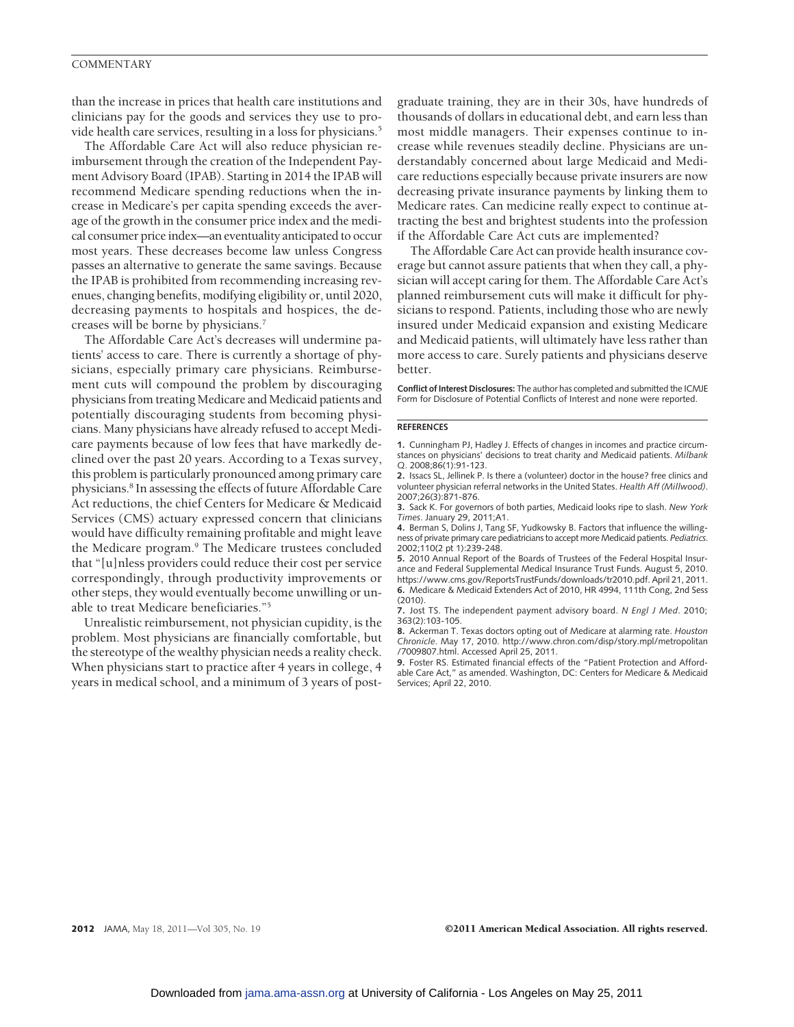than the increase in prices that health care institutions and clinicians pay for the goods and services they use to provide health care services, resulting in a loss for physicians.[5]

The Affordable Care Act will also reduce physician reimbursement through the creation of the Independent Payment Advisory Board (IPAB). Starting in 2014 the IPAB will recommend Medicare spending reductions when the increase in Medicare's per capita spending exceeds the average of the growth in the consumer price index and the medical consumer price index—an eventuality anticipated to occur most years. These decreases become law unless Congress passes an alternative to generate the same savings. Because the IPAB is prohibited from recommending increasing revenues, changing benefits, modifying eligibility or, until 2020, decreasing payments to hospitals and hospices, the decreases will be borne by physicians.[7]

The Affordable Care Act's decreases will undermine patients' access to care. There is currently a shortage of physicians, especially primary care physicians. Reimbursement cuts will compound the problem by discouraging physicians from treating Medicare and Medicaid patients and potentially discouraging students from becoming physicians. Many physicians have already refused to accept Medicare payments because of low fees that have markedly declined over the past 20 years. According to a Texas survey, this problem is particularly pronounced among primary care physicians.[8] In assessing the effects of future Affordable Care Act reductions, the chief Centers for Medicare & Medicaid Services (CMS) actuary expressed concern that clinicians would have difficulty remaining profitable and might leave the Medicare program.[9] The Medicare trustees concluded that "[u]nless providers could reduce their cost per service correspondingly, through productivity improvements or other steps, they would eventually become unwilling or unable to treat Medicare beneficiaries."[5]

Unrealistic reimbursement, not physician cupidity, is the problem. Most physicians are financially comfortable, but the stereotype of the wealthy physician needs a reality check. When physicians start to practice after 4 years in college, 4 years in medical school, and a minimum of 3 years of postgraduate training, they are in their 30s, have hundreds of thousands of dollars in educational debt, and earn less than most middle managers. Their expenses continue to increase while revenues steadily decline. Physicians are understandably concerned about large Medicaid and Medicare reductions especially because private insurers are now decreasing private insurance payments by linking them to Medicare rates. Can medicine really expect to continue attracting the best and brightest students into the profession if the Affordable Care Act cuts are implemented?

The Affordable Care Act can provide health insurance coverage but cannot assure patients that when they call, a physician will accept caring for them. The Affordable Care Act's planned reimbursement cuts will make it difficult for physicians to respond. Patients, including those who are newly insured under Medicaid expansion and existing Medicare and Medicaid patients, will ultimately have less rather than more access to care. Surely patients and physicians deserve better.

**Conflict of Interest Disclosures:** The author has completed and submitted the ICMJE Form for Disclosure of Potential Conflicts of Interest and none were reported.

## REFERENCES

1. Cunningham PJ, Hadley J. Effects of changes in incomes and practice circumstances on physicians' decisions to treat charity and Medicaid patients. *Milbank Q*. 2008;86(1):91-123.
2. Issacs SL, Jellinek P. Is there a (volunteer) doctor in the house? free clinics and volunteer physician referral networks in the United States. *Health Aff (Millwood)*. 2007;26(3):871-876.
3. Sack K. For governors of both parties, Medicaid looks ripe to slash. *New York Times*. January 29, 2011;A1.
4. Berman S, Dolins J, Tang SF, Yudkowsky B. Factors that influence the willingness of private primary care pediatricians to accept more Medicaid patients. *Pediatrics*. 2002;110(2 pt 1):239-248.
5. 2010 Annual Report of the Boards of Trustees of the Federal Hospital Insurance and Federal Supplemental Medical Insurance Trust Funds. August 5, 2010. https://www.cms.gov/ReportsTrustFunds/downloads/tr2010.pdf. April 21, 2011.
6. Medicare & Medicaid Extenders Act of 2010, HR 4994, 111th Cong, 2nd Sess (2010).
7. Jost TS. The independent payment advisory board. *N Engl J Med*. 2010; 363(2):103-105.
8. Ackerman T. Texas doctors opting out of Medicare at alarming rate. *Houston Chronicle*. May 17, 2010. http://www.chron.com/disp/story.mpl/metropolitan/7009807.html. Accessed April 25, 2011.
9. Foster RS. Estimated financial effects of the "Patient Protection and Affordable Care Act," as amended. Washington, DC: Centers for Medicare & Medicaid Services; April 22, 2010.